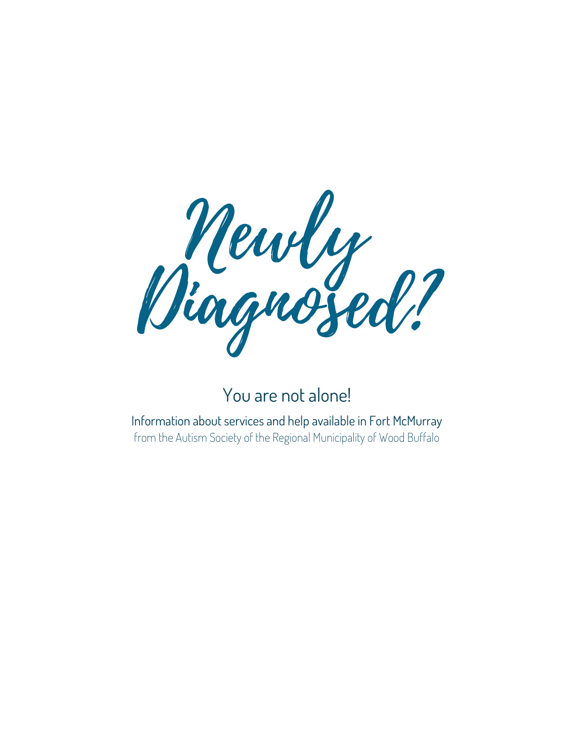# Newly Diagnosed?

## You are not alone!

Information about services and help available in Fort McMurray
from the Autism Society of the Regional Municipality of Wood Buffalo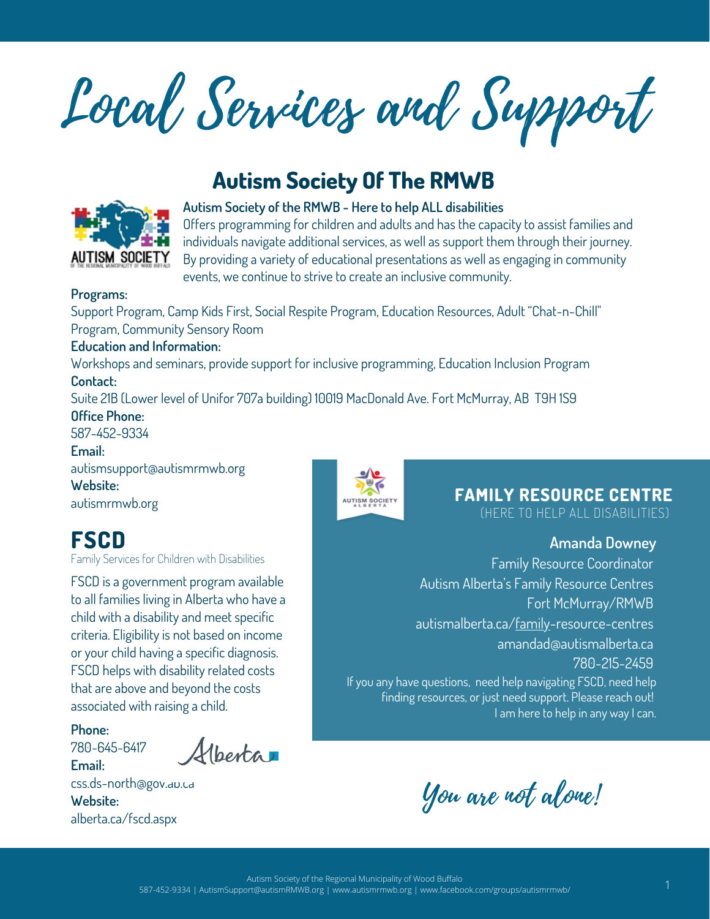# Local Services and Support

## Autism Society Of The RMWB

**Autism Society of the RMWB - Here to help ALL disabilities**

Offers programming for children and adults and has the capacity to assist families and individuals navigate additional services, as well as support them through their journey. By providing a variety of educational presentations as well as engaging in community events, we continue to strive to create an inclusive community.

**Programs:**

Support Program, Camp Kids First, Social Respite Program, Education Resources, Adult "Chat-n-Chill" Program, Community Sensory Room

**Education and Information:**

Workshops and seminars, provide support for inclusive programming, Education Inclusion Program

**Contact:**

Suite 21B (Lower level of Unifor 707a building) 10019 MacDonald Ave. Fort McMurray, AB T9H 1S9

**Office Phone:**

587-452-9334

**Email:**

autismsupport@autismrmwb.org

**Website:**

autismrmwb.org

## FSCD

Family Services for Children with Disabilities

FSCD is a government program available to all families living in Alberta who have a child with a disability and meet specific criteria. Eligibility is not based on income or your child having a specific diagnosis. FSCD helps with disability related costs that are above and beyond the costs associated with raising a child.

**Phone:**

780-645-6417

**Email:**

css.ds-north@gov.ab.ca

**Website:**

alberta.ca/fscd.aspx

## FAMILY RESOURCE CENTRE

(HERE TO HELP ALL DISABILITIES)

**Amanda Downey**

Family Resource Coordinator

Autism Alberta's Family Resource Centres

Fort McMurray/RMWB

autismalberta.ca/family-resource-centres

amandad@autismalberta.ca

780-215-2459

If you any have questions, need help navigating FSCD, need help finding resources, or just need support. Please reach out! I am here to help in any way I can.

*You are not alone!*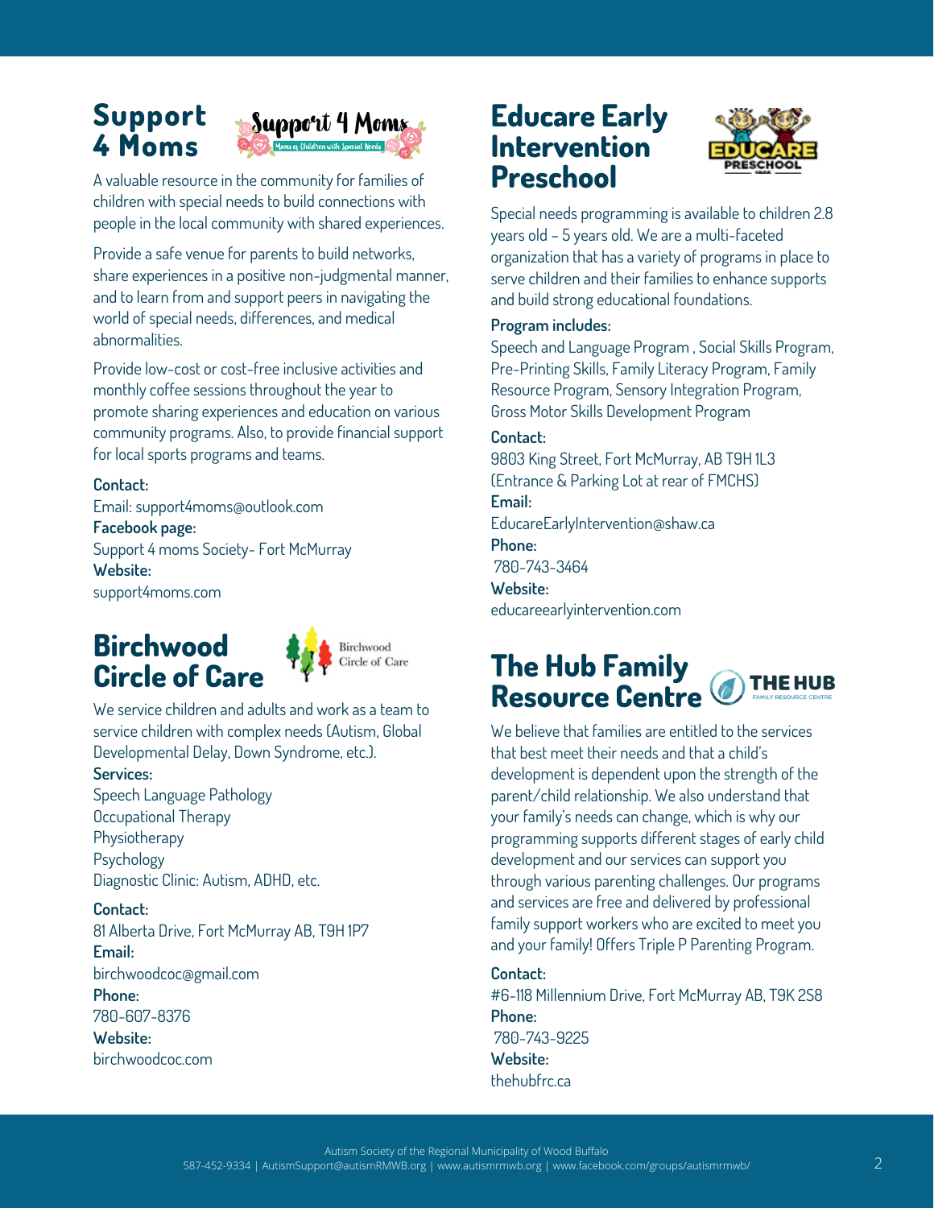## Support 4 Moms

A valuable resource in the community for families of children with special needs to build connections with people in the local community with shared experiences.

Provide a safe venue for parents to build networks, share experiences in a positive non-judgmental manner, and to learn from and support peers in navigating the world of special needs, differences, and medical abnormalities.

Provide low-cost or cost-free inclusive activities and monthly coffee sessions throughout the year to promote sharing experiences and education on various community programs. Also, to provide financial support for local sports programs and teams.

**Contact:**
Email: support4moms@outlook.com
**Facebook page:**
Support 4 moms Society- Fort McMurray
**Website:**
support4moms.com

## Birchwood Circle of Care

We service children and adults and work as a team to service children with complex needs (Autism, Global Developmental Delay, Down Syndrome, etc.).

**Services:**
Speech Language Pathology
Occupational Therapy
Physiotherapy
Psychology
Diagnostic Clinic: Autism, ADHD, etc.

**Contact:**
81 Alberta Drive, Fort McMurray AB, T9H 1P7
**Email:**
birchwoodcoc@gmail.com
**Phone:**
780-607-8376
**Website:**
birchwoodcoc.com

## Educare Early Intervention Preschool

Special needs programming is available to children 2.8 years old - 5 years old. We are a multi-faceted organization that has a variety of programs in place to serve children and their families to enhance supports and build strong educational foundations.

**Program includes:**
Speech and Language Program , Social Skills Program, Pre-Printing Skills, Family Literacy Program, Family Resource Program, Sensory Integration Program, Gross Motor Skills Development Program

**Contact:**
9803 King Street, Fort McMurray, AB T9H 1L3 (Entrance & Parking Lot at rear of FMCHS)
**Email:**
EducareEarlyIntervention@shaw.ca
**Phone:**
780-743-3464
**Website:**
educareearlyintervention.com

## The Hub Family Resource Centre

We believe that families are entitled to the services that best meet their needs and that a child's development is dependent upon the strength of the parent/child relationship. We also understand that your family's needs can change, which is why our programming supports different stages of early child development and our services can support you through various parenting challenges. Our programs and services are free and delivered by professional family support workers who are excited to meet you and your family! Offers Triple P Parenting Program.

**Contact:**
#6-118 Millennium Drive, Fort McMurray AB, T9K 2S8
**Phone:**
780-743-9225
**Website:**
thehubfrc.ca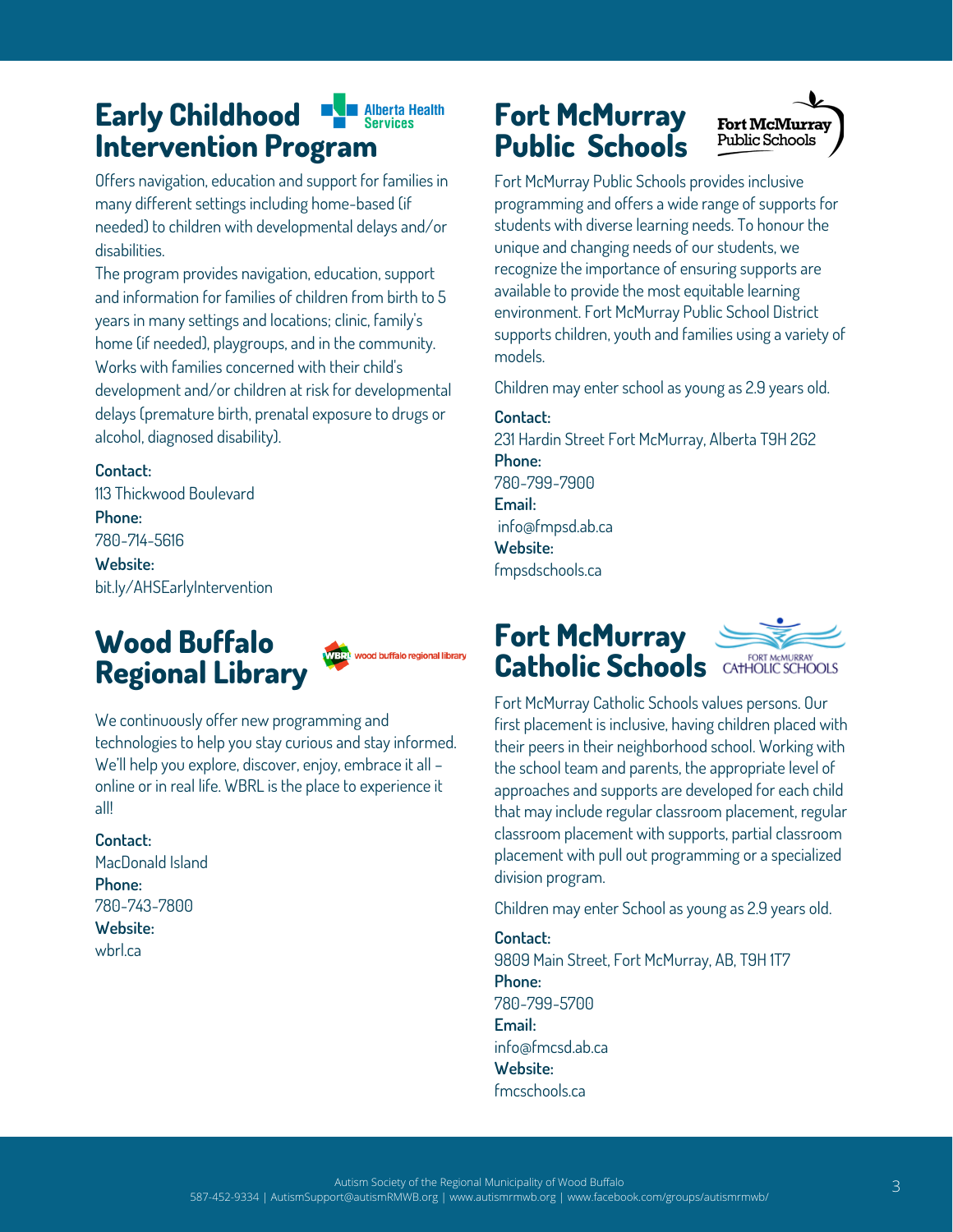## Early Childhood Intervention Program

Offers navigation, education and support for families in many different settings including home-based (if needed) to children with developmental delays and/or disabilities.

The program provides navigation, education, support and information for families of children from birth to 5 years in many settings and locations; clinic, family's home (if needed), playgroups, and in the community. Works with families concerned with their child's development and/or children at risk for developmental delays (premature birth, prenatal exposure to drugs or alcohol, diagnosed disability).

**Contact:**
113 Thickwood Boulevard
**Phone:**
780-714-5616
**Website:**
bit.ly/AHSEarlyIntervention

## Wood Buffalo Regional Library

We continuously offer new programming and technologies to help you stay curious and stay informed. We'll help you explore, discover, enjoy, embrace it all – online or in real life. WBRL is the place to experience it all!

**Contact:**
MacDonald Island
**Phone:**
780-743-7800
**Website:**
wbrl.ca

## Fort McMurray Public Schools

Fort McMurray Public Schools provides inclusive programming and offers a wide range of supports for students with diverse learning needs. To honour the unique and changing needs of our students, we recognize the importance of ensuring supports are available to provide the most equitable learning environment. Fort McMurray Public School District supports children, youth and families using a variety of models.

Children may enter school as young as 2.9 years old.

**Contact:**
231 Hardin Street Fort McMurray, Alberta T9H 2G2
**Phone:**
780-799-7900
**Email:**
info@fmpsd.ab.ca
**Website:**
fmpsdschools.ca

## Fort McMurray Catholic Schools

Fort McMurray Catholic Schools values persons. Our first placement is inclusive, having children placed with their peers in their neighborhood school. Working with the school team and parents, the appropriate level of approaches and supports are developed for each child that may include regular classroom placement, regular classroom placement with supports, partial classroom placement with pull out programming or a specialized division program.

Children may enter School as young as 2.9 years old.

**Contact:**
9809 Main Street, Fort McMurray, AB, T9H 1T7
**Phone:**
780-799-5700
**Email:**
info@fmcsd.ab.ca
**Website:**
fmcschools.ca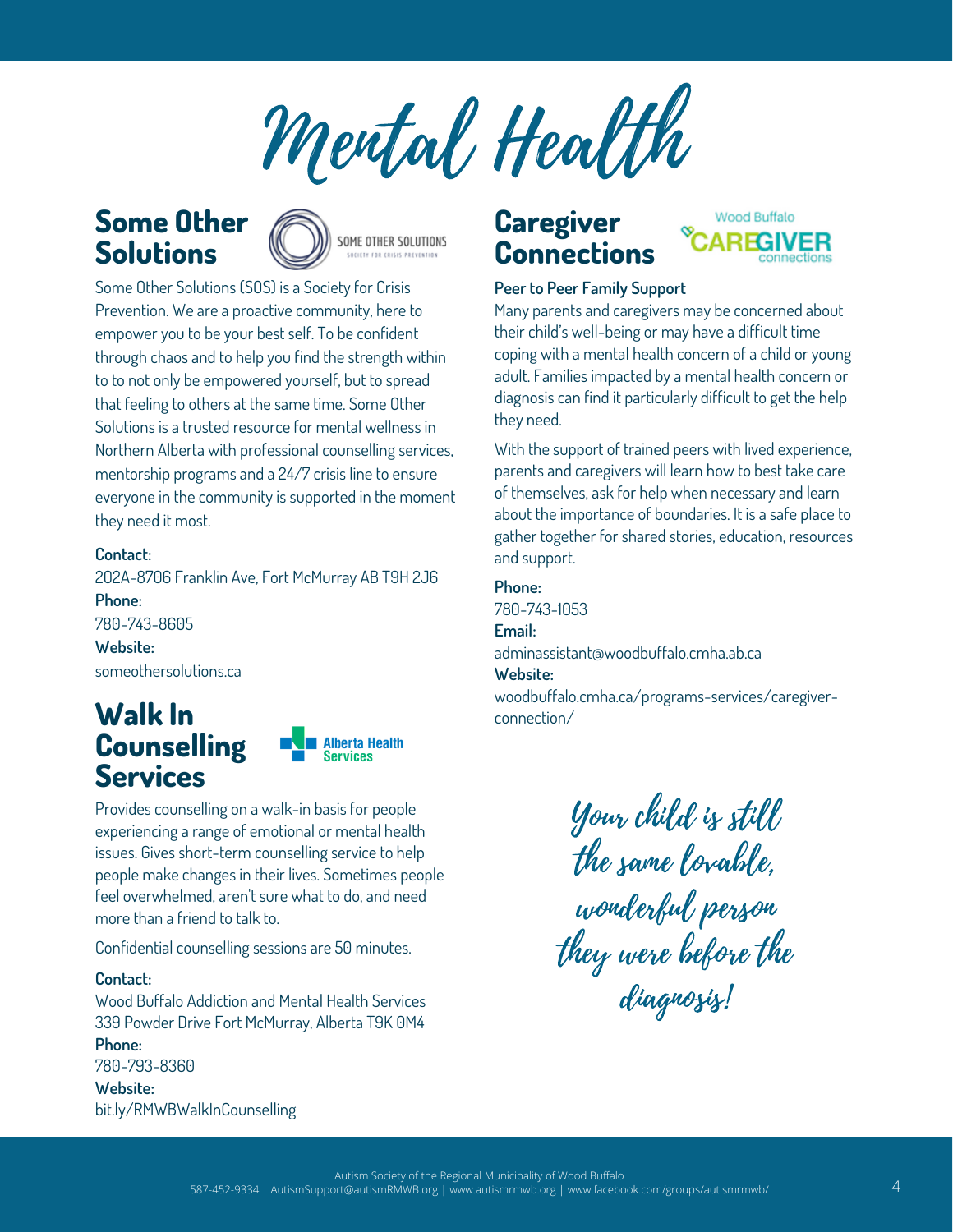# Mental Health

## Some Other Solutions

Some Other Solutions (SOS) is a Society for Crisis Prevention. We are a proactive community, here to empower you to be your best self. To be confident through chaos and to help you find the strength within to to not only be empowered yourself, but to spread that feeling to others at the same time. Some Other Solutions is a trusted resource for mental wellness in Northern Alberta with professional counselling services, mentorship programs and a 24/7 crisis line to ensure everyone in the community is supported in the moment they need it most.

**Contact:**
202A-8706 Franklin Ave, Fort McMurray AB T9H 2J6
**Phone:**
780-743-8605
**Website:**
someothersolutions.ca

## Walk In Counselling Services

Provides counselling on a walk-in basis for people experiencing a range of emotional or mental health issues. Gives short-term counselling service to help people make changes in their lives. Sometimes people feel overwhelmed, aren't sure what to do, and need more than a friend to talk to.

Confidential counselling sessions are 50 minutes.

**Contact:**
Wood Buffalo Addiction and Mental Health Services
339 Powder Drive Fort McMurray, Alberta T9K 0M4
**Phone:**
780-793-8360
**Website:**
bit.ly/RMWBWalkInCounselling

## Caregiver Connections

**Peer to Peer Family Support**

Many parents and caregivers may be concerned about their child's well-being or may have a difficult time coping with a mental health concern of a child or young adult. Families impacted by a mental health concern or diagnosis can find it particularly difficult to get the help they need.

With the support of trained peers with lived experience, parents and caregivers will learn how to best take care of themselves, ask for help when necessary and learn about the importance of boundaries. It is a safe place to gather together for shared stories, education, resources and support.

**Phone:**
780-743-1053
**Email:**
adminassistant@woodbuffalo.cmha.ab.ca
**Website:**
woodbuffalo.cmha.ca/programs-services/caregiver-connection/

*Your child is still the same lovable, wonderful person they were before the diagnosis!*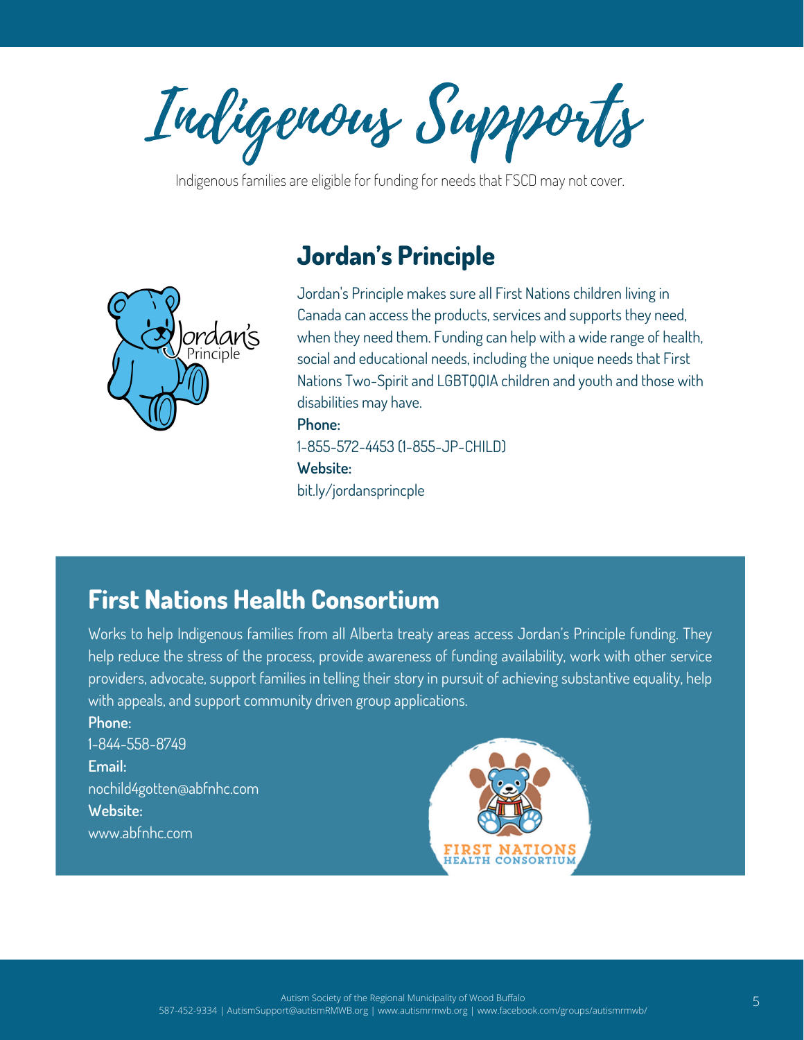# Indigenous Supports

Indigenous families are eligible for funding for needs that FSCD may not cover.

## Jordan's Principle

Jordan's Principle makes sure all First Nations children living in Canada can access the products, services and supports they need, when they need them. Funding can help with a wide range of health, social and educational needs, including the unique needs that First Nations Two-Spirit and LGBTQQIA children and youth and those with disabilities may have.

**Phone:**
1-855-572-4453 (1-855-JP-CHILD)

**Website:**
bit.ly/jordansprincple

## First Nations Health Consortium

Works to help Indigenous families from all Alberta treaty areas access Jordan's Principle funding. They help reduce the stress of the process, provide awareness of funding availability, work with other service providers, advocate, support families in telling their story in pursuit of achieving substantive equality, help with appeals, and support community driven group applications.

**Phone:**
1-844-558-8749

**Email:**
nochild4gotten@abfnhc.com

**Website:**
www.abfnhc.com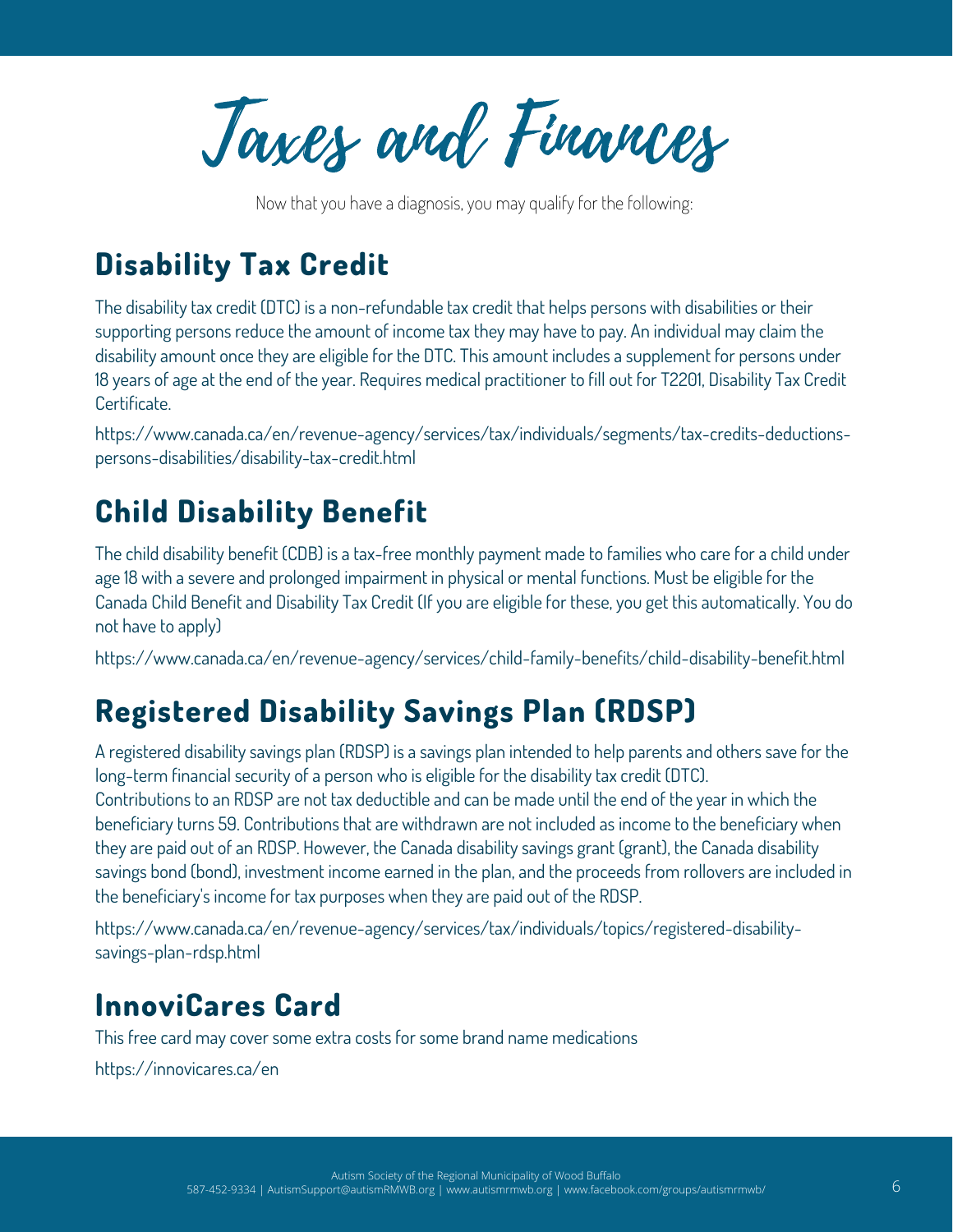# Taxes and Finances

Now that you have a diagnosis, you may qualify for the following:

## Disability Tax Credit

The disability tax credit (DTC) is a non-refundable tax credit that helps persons with disabilities or their supporting persons reduce the amount of income tax they may have to pay. An individual may claim the disability amount once they are eligible for the DTC. This amount includes a supplement for persons under 18 years of age at the end of the year. Requires medical practitioner to fill out for T2201, Disability Tax Credit Certificate.

https://www.canada.ca/en/revenue-agency/services/tax/individuals/segments/tax-credits-deductions-persons-disabilities/disability-tax-credit.html

## Child Disability Benefit

The child disability benefit (CDB) is a tax-free monthly payment made to families who care for a child under age 18 with a severe and prolonged impairment in physical or mental functions. Must be eligible for the Canada Child Benefit and Disability Tax Credit (If you are eligible for these, you get this automatically. You do not have to apply)

https://www.canada.ca/en/revenue-agency/services/child-family-benefits/child-disability-benefit.html

## Registered Disability Savings Plan (RDSP)

A registered disability savings plan (RDSP) is a savings plan intended to help parents and others save for the long-term financial security of a person who is eligible for the disability tax credit (DTC). Contributions to an RDSP are not tax deductible and can be made until the end of the year in which the beneficiary turns 59. Contributions that are withdrawn are not included as income to the beneficiary when they are paid out of an RDSP. However, the Canada disability savings grant (grant), the Canada disability savings bond (bond), investment income earned in the plan, and the proceeds from rollovers are included in the beneficiary's income for tax purposes when they are paid out of the RDSP.

https://www.canada.ca/en/revenue-agency/services/tax/individuals/topics/registered-disability-savings-plan-rdsp.html

## InnoviCares Card

This free card may cover some extra costs for some brand name medications

https://innovicares.ca/en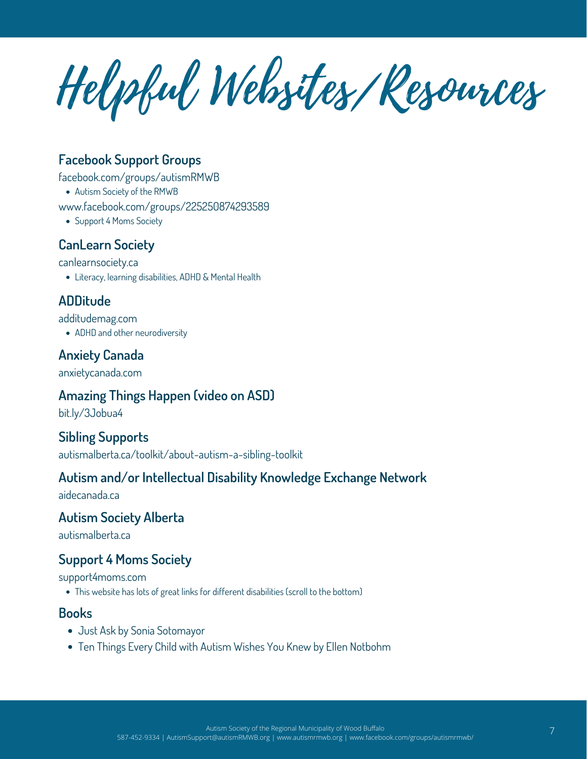# Helpful Websites/Resources

## Facebook Support Groups

facebook.com/groups/autismRMWB

- Autism Society of the RMWB

www.facebook.com/groups/225250874293589

- Support 4 Moms Society

## CanLearn Society

canlearnsociety.ca

- Literacy, learning disabilities, ADHD & Mental Health

## ADDitude

additudemag.com

- ADHD and other neurodiversity

## Anxiety Canada

anxietycanada.com

## Amazing Things Happen (video on ASD)

bit.ly/3Jobua4

## Sibling Supports

autismalberta.ca/toolkit/about-autism-a-sibling-toolkit

## Autism and/or Intellectual Disability Knowledge Exchange Network

aidecanada.ca

## Autism Society Alberta

autismalberta.ca

## Support 4 Moms Society

support4moms.com

- This website has lots of great links for different disabilities (scroll to the bottom)

## Books

- Just Ask by Sonia Sotomayor
- Ten Things Every Child with Autism Wishes You Knew by Ellen Notbohm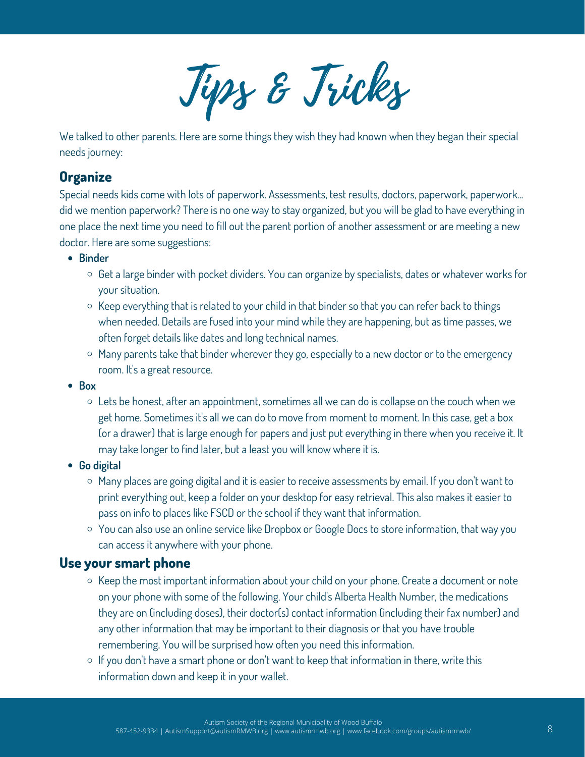# Tips & Tricks

We talked to other parents. Here are some things they wish they had known when they began their special needs journey:

## Organize

Special needs kids come with lots of paperwork. Assessments, test results, doctors, paperwork, paperwork... did we mention paperwork? There is no one way to stay organized, but you will be glad to have everything in one place the next time you need to fill out the parent portion of another assessment or are meeting a new doctor. Here are some suggestions:

- **Binder**
  - Get a large binder with pocket dividers. You can organize by specialists, dates or whatever works for your situation.
  - Keep everything that is related to your child in that binder so that you can refer back to things when needed. Details are fused into your mind while they are happening, but as time passes, we often forget details like dates and long technical names.
  - Many parents take that binder wherever they go, especially to a new doctor or to the emergency room. It's a great resource.
- **Box**
  - Lets be honest, after an appointment, sometimes all we can do is collapse on the couch when we get home. Sometimes it's all we can do to move from moment to moment. In this case, get a box (or a drawer) that is large enough for papers and just put everything in there when you receive it. It may take longer to find later, but a least you will know where it is.
- **Go digital**
  - Many places are going digital and it is easier to receive assessments by email. If you don't want to print everything out, keep a folder on your desktop for easy retrieval. This also makes it easier to pass on info to places like FSCD or the school if they want that information.
  - You can also use an online service like Dropbox or Google Docs to store information, that way you can access it anywhere with your phone.

## Use your smart phone

- Keep the most important information about your child on your phone. Create a document or note on your phone with some of the following. Your child's Alberta Health Number, the medications they are on (including doses), their doctor(s) contact information (including their fax number) and any other information that may be important to their diagnosis or that you have trouble remembering. You will be surprised how often you need this information.
- If you don't have a smart phone or don't want to keep that information in there, write this information down and keep it in your wallet.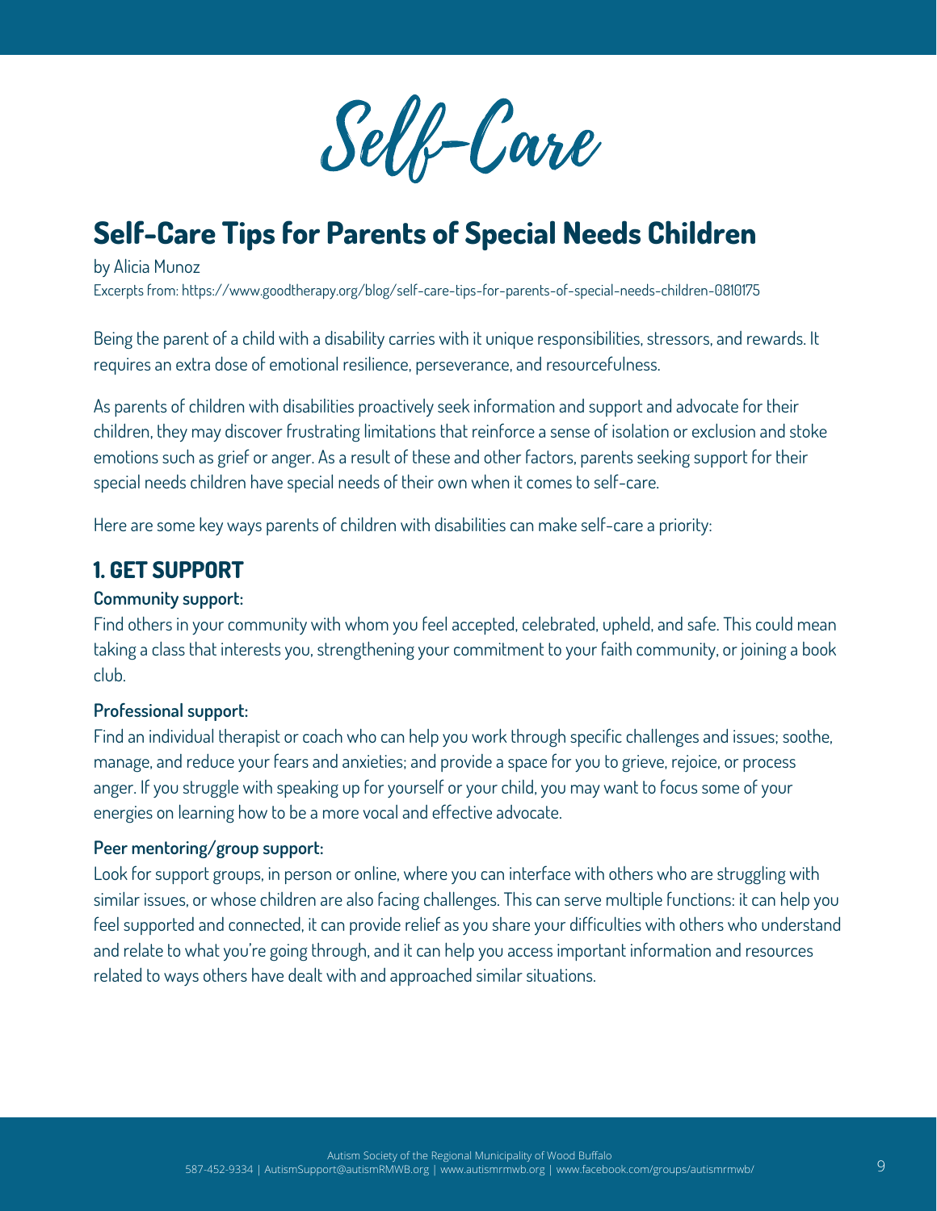# Self-Care

## Self-Care Tips for Parents of Special Needs Children

by Alicia Munoz

Excerpts from: https://www.goodtherapy.org/blog/self-care-tips-for-parents-of-special-needs-children-0810175

Being the parent of a child with a disability carries with it unique responsibilities, stressors, and rewards. It requires an extra dose of emotional resilience, perseverance, and resourcefulness.

As parents of children with disabilities proactively seek information and support and advocate for their children, they may discover frustrating limitations that reinforce a sense of isolation or exclusion and stoke emotions such as grief or anger. As a result of these and other factors, parents seeking support for their special needs children have special needs of their own when it comes to self-care.

Here are some key ways parents of children with disabilities can make self-care a priority:

### 1. GET SUPPORT

**Community support:**

Find others in your community with whom you feel accepted, celebrated, upheld, and safe. This could mean taking a class that interests you, strengthening your commitment to your faith community, or joining a book club.

**Professional support:**

Find an individual therapist or coach who can help you work through specific challenges and issues; soothe, manage, and reduce your fears and anxieties; and provide a space for you to grieve, rejoice, or process anger. If you struggle with speaking up for yourself or your child, you may want to focus some of your energies on learning how to be a more vocal and effective advocate.

**Peer mentoring/group support:**

Look for support groups, in person or online, where you can interface with others who are struggling with similar issues, or whose children are also facing challenges. This can serve multiple functions: it can help you feel supported and connected, it can provide relief as you share your difficulties with others who understand and relate to what you're going through, and it can help you access important information and resources related to ways others have dealt with and approached similar situations.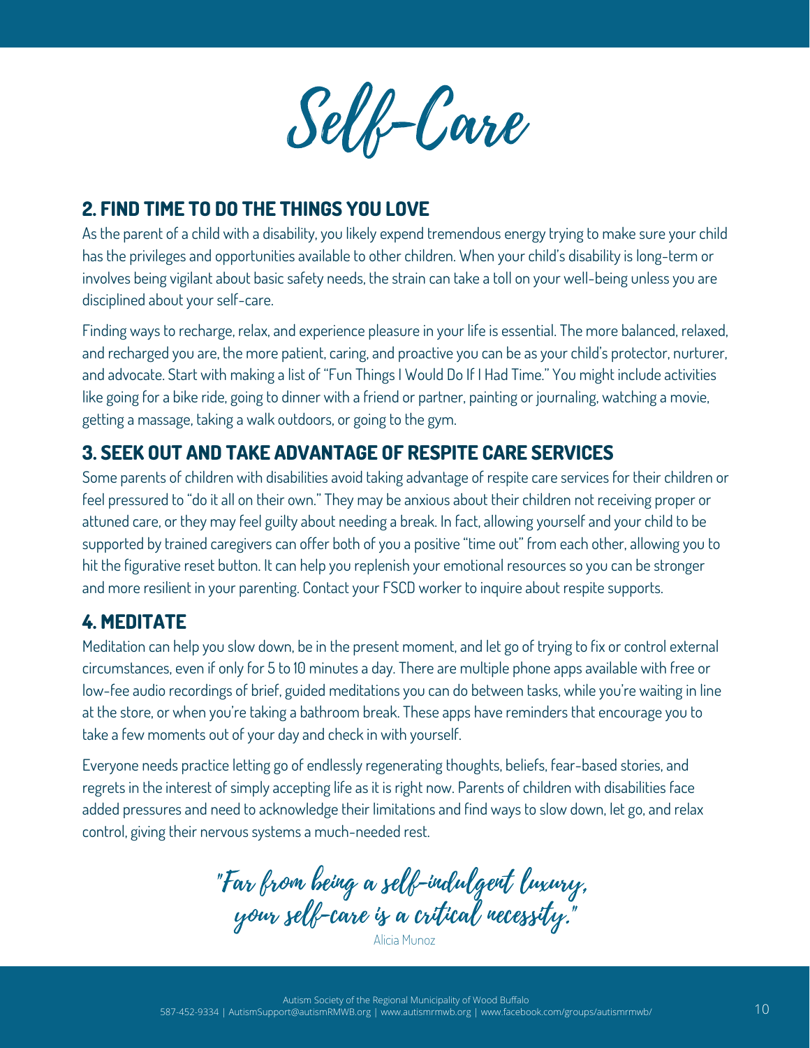# Self-Care

## 2. FIND TIME TO DO THE THINGS YOU LOVE

As the parent of a child with a disability, you likely expend tremendous energy trying to make sure your child has the privileges and opportunities available to other children. When your child's disability is long-term or involves being vigilant about basic safety needs, the strain can take a toll on your well-being unless you are disciplined about your self-care.

Finding ways to recharge, relax, and experience pleasure in your life is essential. The more balanced, relaxed, and recharged you are, the more patient, caring, and proactive you can be as your child's protector, nurturer, and advocate. Start with making a list of "Fun Things I Would Do If I Had Time." You might include activities like going for a bike ride, going to dinner with a friend or partner, painting or journaling, watching a movie, getting a massage, taking a walk outdoors, or going to the gym.

## 3. SEEK OUT AND TAKE ADVANTAGE OF RESPITE CARE SERVICES

Some parents of children with disabilities avoid taking advantage of respite care services for their children or feel pressured to "do it all on their own." They may be anxious about their children not receiving proper or attuned care, or they may feel guilty about needing a break. In fact, allowing yourself and your child to be supported by trained caregivers can offer both of you a positive "time out" from each other, allowing you to hit the figurative reset button. It can help you replenish your emotional resources so you can be stronger and more resilient in your parenting. Contact your FSCD worker to inquire about respite supports.

## 4. MEDITATE

Meditation can help you slow down, be in the present moment, and let go of trying to fix or control external circumstances, even if only for 5 to 10 minutes a day. There are multiple phone apps available with free or low-fee audio recordings of brief, guided meditations you can do between tasks, while you're waiting in line at the store, or when you're taking a bathroom break. These apps have reminders that encourage you to take a few moments out of your day and check in with yourself.

Everyone needs practice letting go of endlessly regenerating thoughts, beliefs, fear-based stories, and regrets in the interest of simply accepting life as it is right now. Parents of children with disabilities face added pressures and need to acknowledge their limitations and find ways to slow down, let go, and relax control, giving their nervous systems a much-needed rest.

*"Far from being a self-indulgent luxury, your self-care is a critical necessity."*

Alicia Munoz

Autism Society of the Regional Municipality of Wood Buffalo
587-452-9334 | AutismSupport@autismRMWB.org | www.autismrmwb.org | www.facebook.com/groups/autismrmwb/